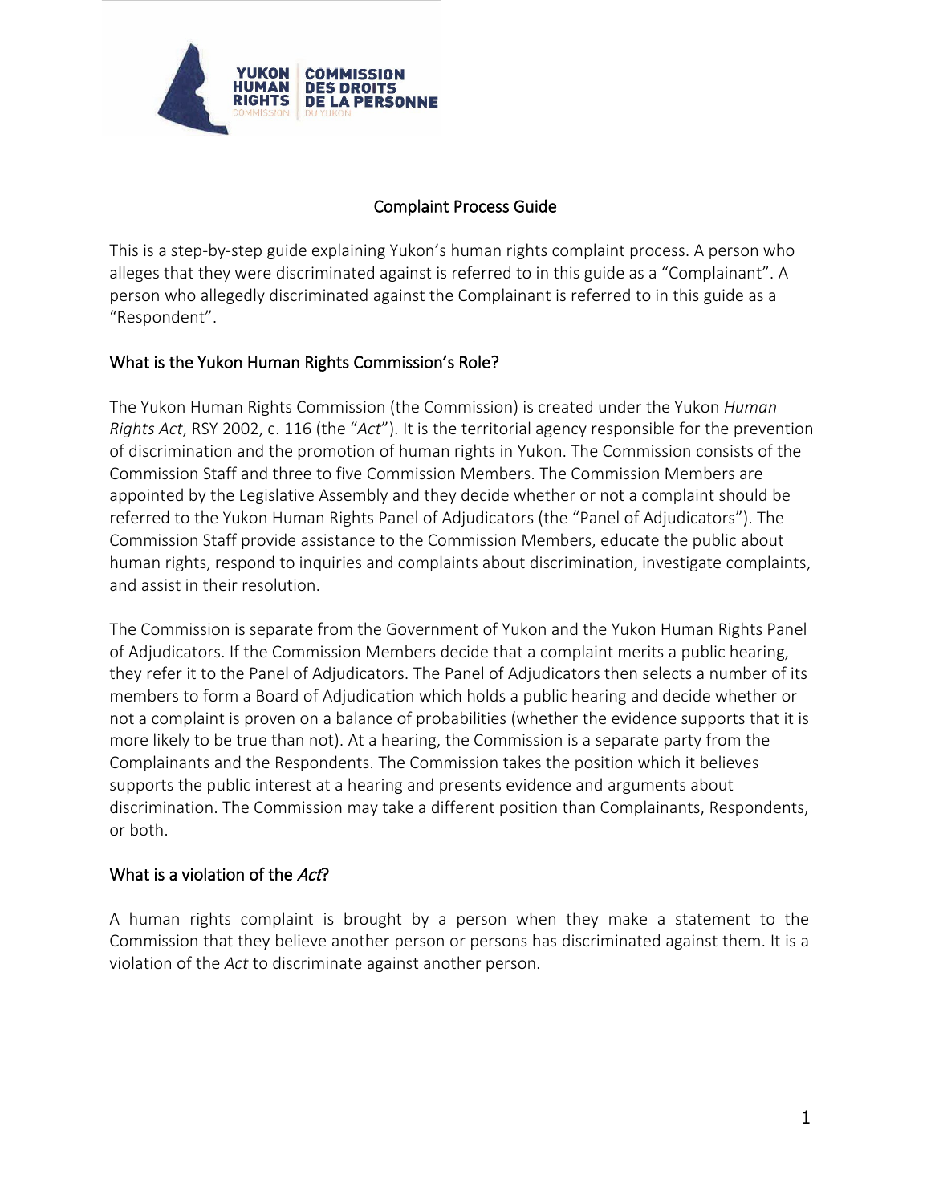# Complaint Process Guide

This is a step-by-step guide explaining Yukon's human rights complaint process. A person who alleges that they were discriminated against is referred to in this guide as a "Complainant". A person who allegedly discriminated against the Complainant is referred to in this guide as a "Respondent".

## What is the Yukon Human Rights Commission's Role?

The Yukon Human Rights Commission (the Commission) is created under the Yukon *Human Rights Act*, RSY 2002, c. 116 (the "*Act*"). It is the territorial agency responsible for the prevention of discrimination and the promotion of human rights in Yukon. The Commission consists of the Commission Staff and three to five Commission Members. The Commission Members are appointed by the Legislative Assembly and they decide whether or not a complaint should be referred to the Yukon Human Rights Panel of Adjudicators (the "Panel of Adjudicators"). The Commission Staff provide assistance to the Commission Members, educate the public about human rights, respond to inquiries and complaints about discrimination, investigate complaints, and assist in their resolution.

The Commission is separate from the Government of Yukon and the Yukon Human Rights Panel of Adjudicators. If the Commission Members decide that a complaint merits a public hearing, they refer it to the Panel of Adjudicators. The Panel of Adjudicators then selects a number of its members to form a Board of Adjudication which holds a public hearing and decide whether or not a complaint is proven on a balance of probabilities (whether the evidence supports that it is more likely to be true than not). At a hearing, the Commission is a separate party from the Complainants and the Respondents. The Commission takes the position which it believes supports the public interest at a hearing and presents evidence and arguments about discrimination. The Commission may take a different position than Complainants, Respondents, or both.

## What is a violation of the *Act*?

A human rights complaint is brought by a person when they make a statement to the Commission that they believe another person or persons has discriminated against them. It is a violation of the *Act* to discriminate against another person.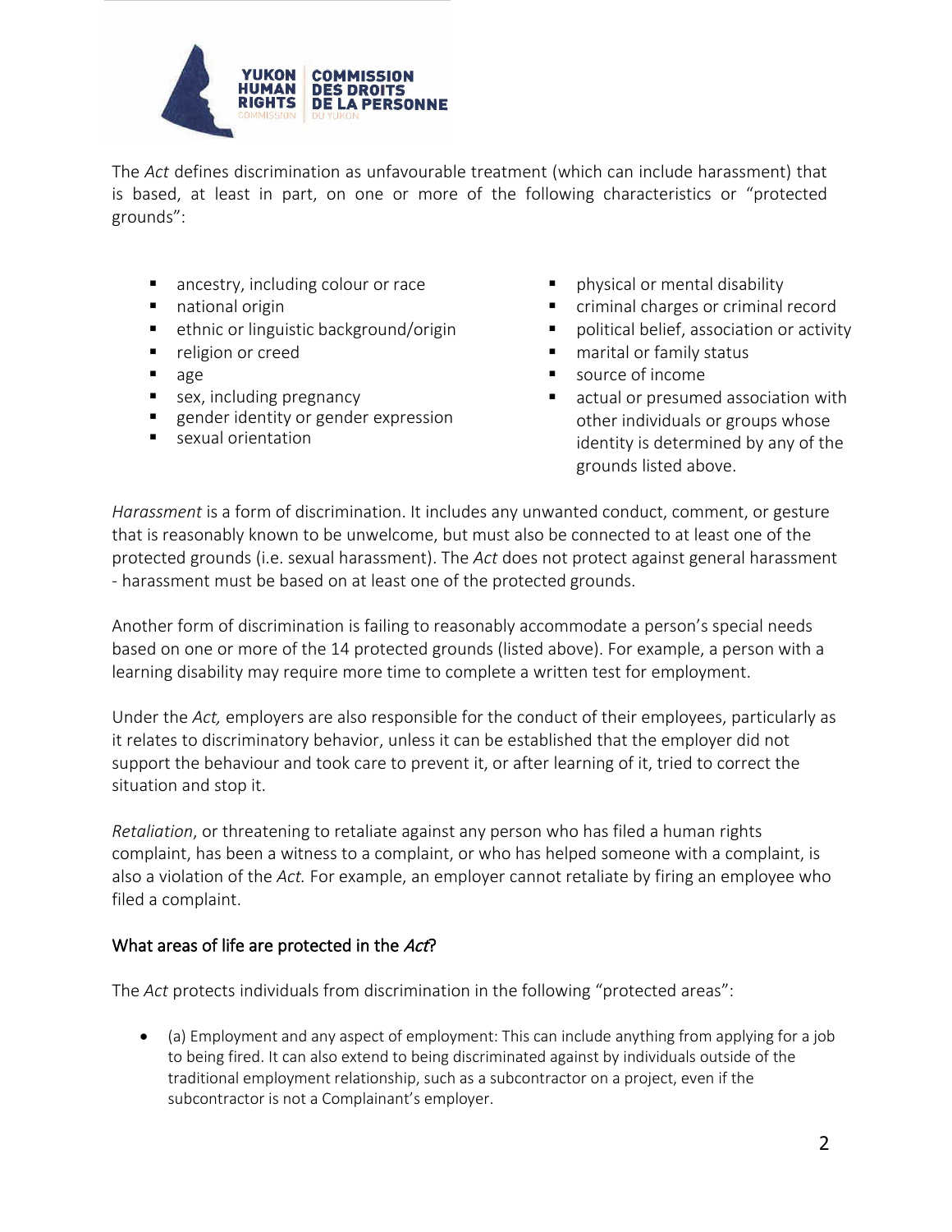The *Act* defines discrimination as unfavourable treatment (which can include harassment) that is based, at least in part, on one or more of the following characteristics or "protected grounds":

- ancestry, including colour or race
- national origin
- ethnic or linguistic background/origin
- religion or creed
- age
- sex, including pregnancy
- gender identity or gender expression
- sexual orientation
- physical or mental disability
- criminal charges or criminal record
- political belief, association or activity
- marital or family status
- source of income
- actual or presumed association with other individuals or groups whose identity is determined by any of the grounds listed above.

*Harassment* is a form of discrimination. It includes any unwanted conduct, comment, or gesture that is reasonably known to be unwelcome, but must also be connected to at least one of the protected grounds (i.e. sexual harassment). The *Act* does not protect against general harassment - harassment must be based on at least one of the protected grounds.

Another form of discrimination is failing to reasonably accommodate a person's special needs based on one or more of the 14 protected grounds (listed above). For example, a person with a learning disability may require more time to complete a written test for employment.

Under the *Act,* employers are also responsible for the conduct of their employees, particularly as it relates to discriminatory behavior, unless it can be established that the employer did not support the behaviour and took care to prevent it, or after learning of it, tried to correct the situation and stop it.

*Retaliation*, or threatening to retaliate against any person who has filed a human rights complaint, has been a witness to a complaint, or who has helped someone with a complaint, is also a violation of the *Act.* For example, an employer cannot retaliate by firing an employee who filed a complaint.

## What areas of life are protected in the *Act*?

The *Act* protects individuals from discrimination in the following "protected areas":

- (a) Employment and any aspect of employment: This can include anything from applying for a job to being fired. It can also extend to being discriminated against by individuals outside of the traditional employment relationship, such as a subcontractor on a project, even if the subcontractor is not a Complainant's employer.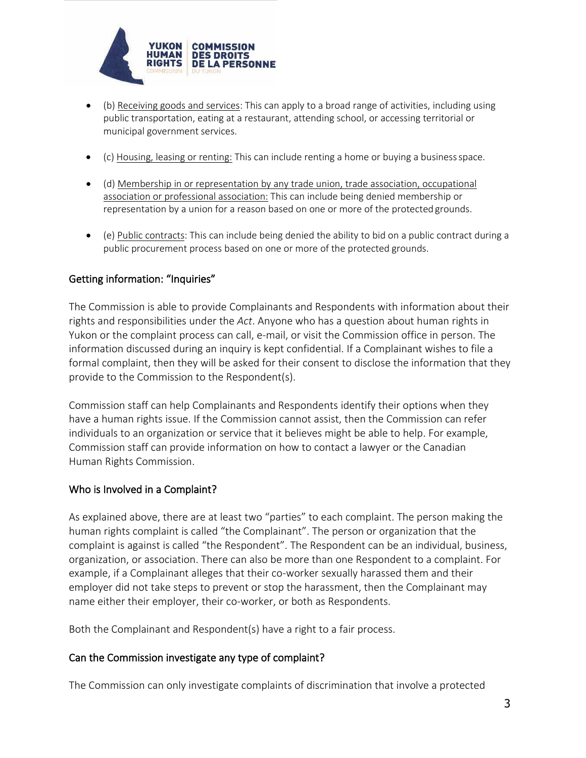- (b) Receiving goods and services: This can apply to a broad range of activities, including using public transportation, eating at a restaurant, attending school, or accessing territorial or municipal government services.

- (c) Housing, leasing or renting: This can include renting a home or buying a business space.

- (d) Membership in or representation by any trade union, trade association, occupational association or professional association: This can include being denied membership or representation by a union for a reason based on one or more of the protected grounds.

- (e) Public contracts: This can include being denied the ability to bid on a public contract during a public procurement process based on one or more of the protected grounds.

## Getting information: "Inquiries"

The Commission is able to provide Complainants and Respondents with information about their rights and responsibilities under the *Act*. Anyone who has a question about human rights in Yukon or the complaint process can call, e-mail, or visit the Commission office in person. The information discussed during an inquiry is kept confidential. If a Complainant wishes to file a formal complaint, then they will be asked for their consent to disclose the information that they provide to the Commission to the Respondent(s).

Commission staff can help Complainants and Respondents identify their options when they have a human rights issue. If the Commission cannot assist, then the Commission can refer individuals to an organization or service that it believes might be able to help. For example, Commission staff can provide information on how to contact a lawyer or the Canadian Human Rights Commission.

## Who is Involved in a Complaint?

As explained above, there are at least two "parties" to each complaint. The person making the human rights complaint is called "the Complainant". The person or organization that the complaint is against is called "the Respondent". The Respondent can be an individual, business, organization, or association. There can also be more than one Respondent to a complaint. For example, if a Complainant alleges that their co-worker sexually harassed them and their employer did not take steps to prevent or stop the harassment, then the Complainant may name either their employer, their co-worker, or both as Respondents.

Both the Complainant and Respondent(s) have a right to a fair process.

## Can the Commission investigate any type of complaint?

The Commission can only investigate complaints of discrimination that involve a protected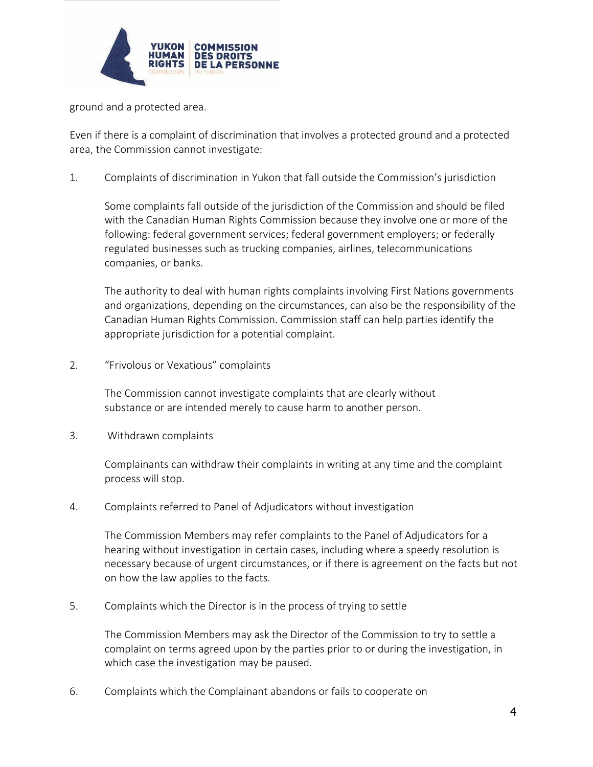ground and a protected area.

Even if there is a complaint of discrimination that involves a protected ground and a protected area, the Commission cannot investigate:

1. Complaints of discrimination in Yukon that fall outside the Commission's jurisdiction

   Some complaints fall outside of the jurisdiction of the Commission and should be filed with the Canadian Human Rights Commission because they involve one or more of the following: federal government services; federal government employers; or federally regulated businesses such as trucking companies, airlines, telecommunications companies, or banks.

   The authority to deal with human rights complaints involving First Nations governments and organizations, depending on the circumstances, can also be the responsibility of the Canadian Human Rights Commission. Commission staff can help parties identify the appropriate jurisdiction for a potential complaint.

2. "Frivolous or Vexatious" complaints

   The Commission cannot investigate complaints that are clearly without substance or are intended merely to cause harm to another person.

3. Withdrawn complaints

   Complainants can withdraw their complaints in writing at any time and the complaint process will stop.

4. Complaints referred to Panel of Adjudicators without investigation

   The Commission Members may refer complaints to the Panel of Adjudicators for a hearing without investigation in certain cases, including where a speedy resolution is necessary because of urgent circumstances, or if there is agreement on the facts but not on how the law applies to the facts.

5. Complaints which the Director is in the process of trying to settle

   The Commission Members may ask the Director of the Commission to try to settle a complaint on terms agreed upon by the parties prior to or during the investigation, in which case the investigation may be paused.

6. Complaints which the Complainant abandons or fails to cooperate on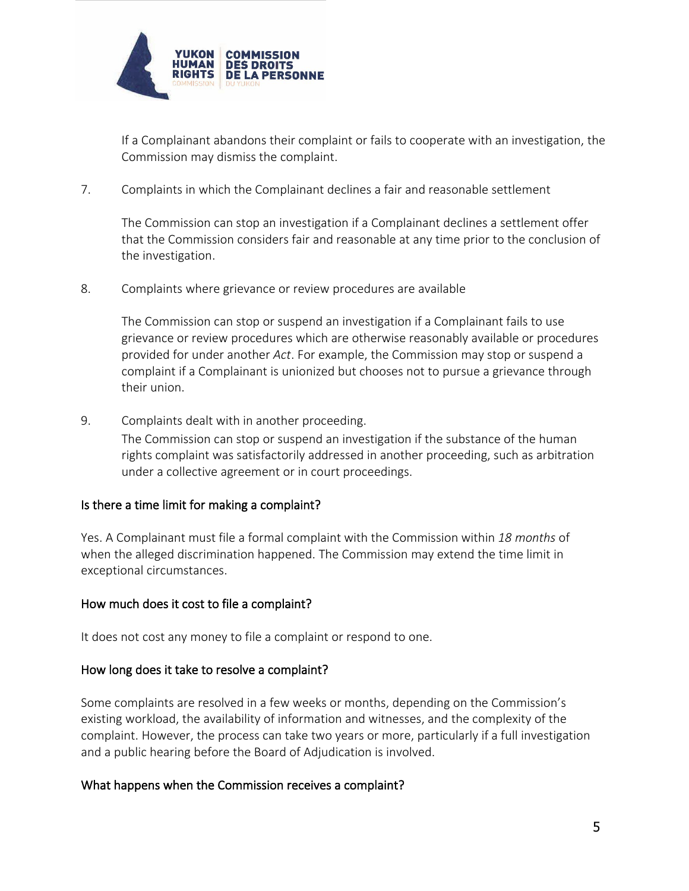If a Complainant abandons their complaint or fails to cooperate with an investigation, the Commission may dismiss the complaint.

7. Complaints in which the Complainant declines a fair and reasonable settlement

   The Commission can stop an investigation if a Complainant declines a settlement offer that the Commission considers fair and reasonable at any time prior to the conclusion of the investigation.

8. Complaints where grievance or review procedures are available

   The Commission can stop or suspend an investigation if a Complainant fails to use grievance or review procedures which are otherwise reasonably available or procedures provided for under another *Act*. For example, the Commission may stop or suspend a complaint if a Complainant is unionized but chooses not to pursue a grievance through their union.

9. Complaints dealt with in another proceeding.

   The Commission can stop or suspend an investigation if the substance of the human rights complaint was satisfactorily addressed in another proceeding, such as arbitration under a collective agreement or in court proceedings.

## Is there a time limit for making a complaint?

Yes. A Complainant must file a formal complaint with the Commission within *18 months* of when the alleged discrimination happened. The Commission may extend the time limit in exceptional circumstances.

## How much does it cost to file a complaint?

It does not cost any money to file a complaint or respond to one.

## How long does it take to resolve a complaint?

Some complaints are resolved in a few weeks or months, depending on the Commission's existing workload, the availability of information and witnesses, and the complexity of the complaint. However, the process can take two years or more, particularly if a full investigation and a public hearing before the Board of Adjudication is involved.

## What happens when the Commission receives a complaint?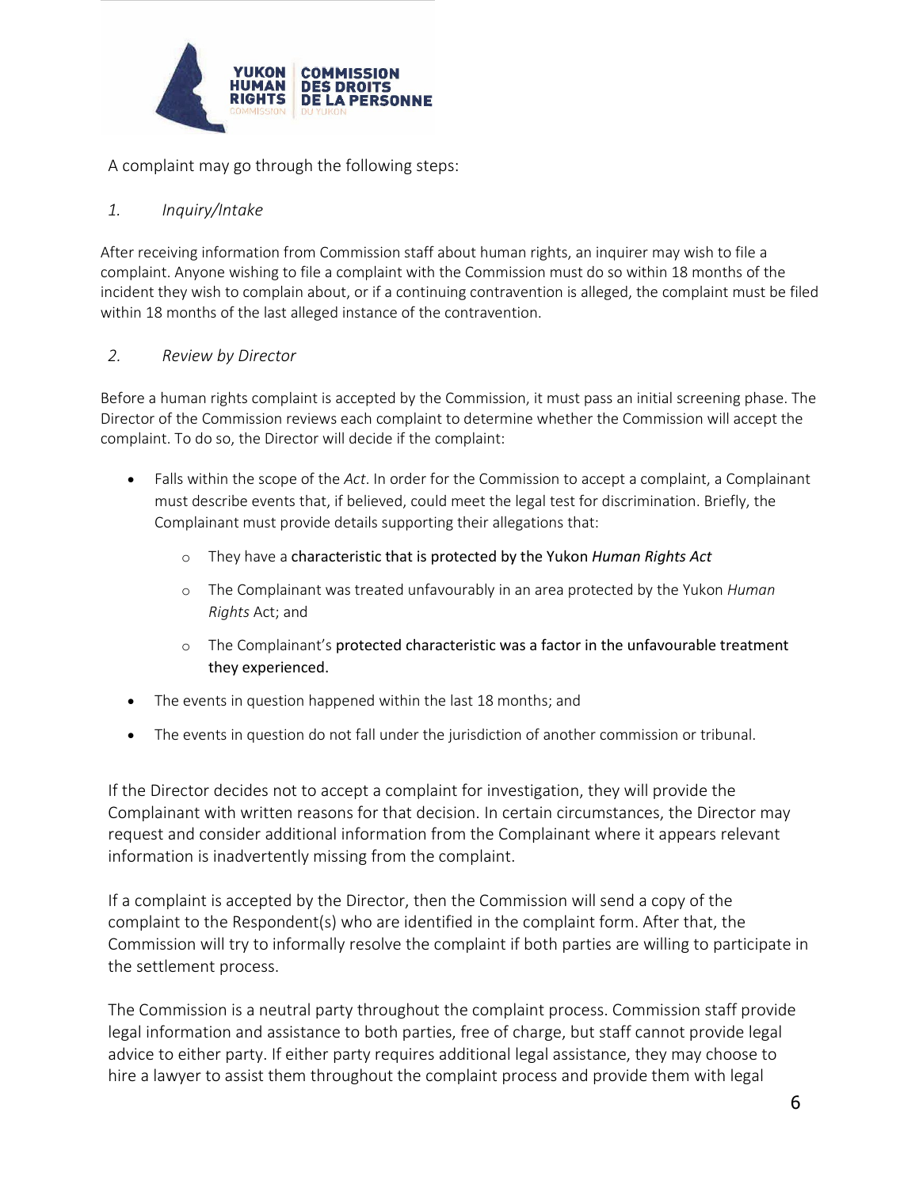A complaint may go through the following steps:

*1. Inquiry/Intake*

After receiving information from Commission staff about human rights, an inquirer may wish to file a complaint. Anyone wishing to file a complaint with the Commission must do so within 18 months of the incident they wish to complain about, or if a continuing contravention is alleged, the complaint must be filed within 18 months of the last alleged instance of the contravention.

*2. Review by Director*

Before a human rights complaint is accepted by the Commission, it must pass an initial screening phase. The Director of the Commission reviews each complaint to determine whether the Commission will accept the complaint. To do so, the Director will decide if the complaint:

- Falls within the scope of the *Act*. In order for the Commission to accept a complaint, a Complainant must describe events that, if believed, could meet the legal test for discrimination. Briefly, the Complainant must provide details supporting their allegations that:
  - They have a characteristic that is protected by the Yukon *Human Rights Act*
  - The Complainant was treated unfavourably in an area protected by the Yukon *Human Rights* Act; and
  - The Complainant's protected characteristic was a factor in the unfavourable treatment they experienced.
- The events in question happened within the last 18 months; and
- The events in question do not fall under the jurisdiction of another commission or tribunal.

If the Director decides not to accept a complaint for investigation, they will provide the Complainant with written reasons for that decision. In certain circumstances, the Director may request and consider additional information from the Complainant where it appears relevant information is inadvertently missing from the complaint.

If a complaint is accepted by the Director, then the Commission will send a copy of the complaint to the Respondent(s) who are identified in the complaint form. After that, the Commission will try to informally resolve the complaint if both parties are willing to participate in the settlement process.

The Commission is a neutral party throughout the complaint process. Commission staff provide legal information and assistance to both parties, free of charge, but staff cannot provide legal advice to either party. If either party requires additional legal assistance, they may choose to hire a lawyer to assist them throughout the complaint process and provide them with legal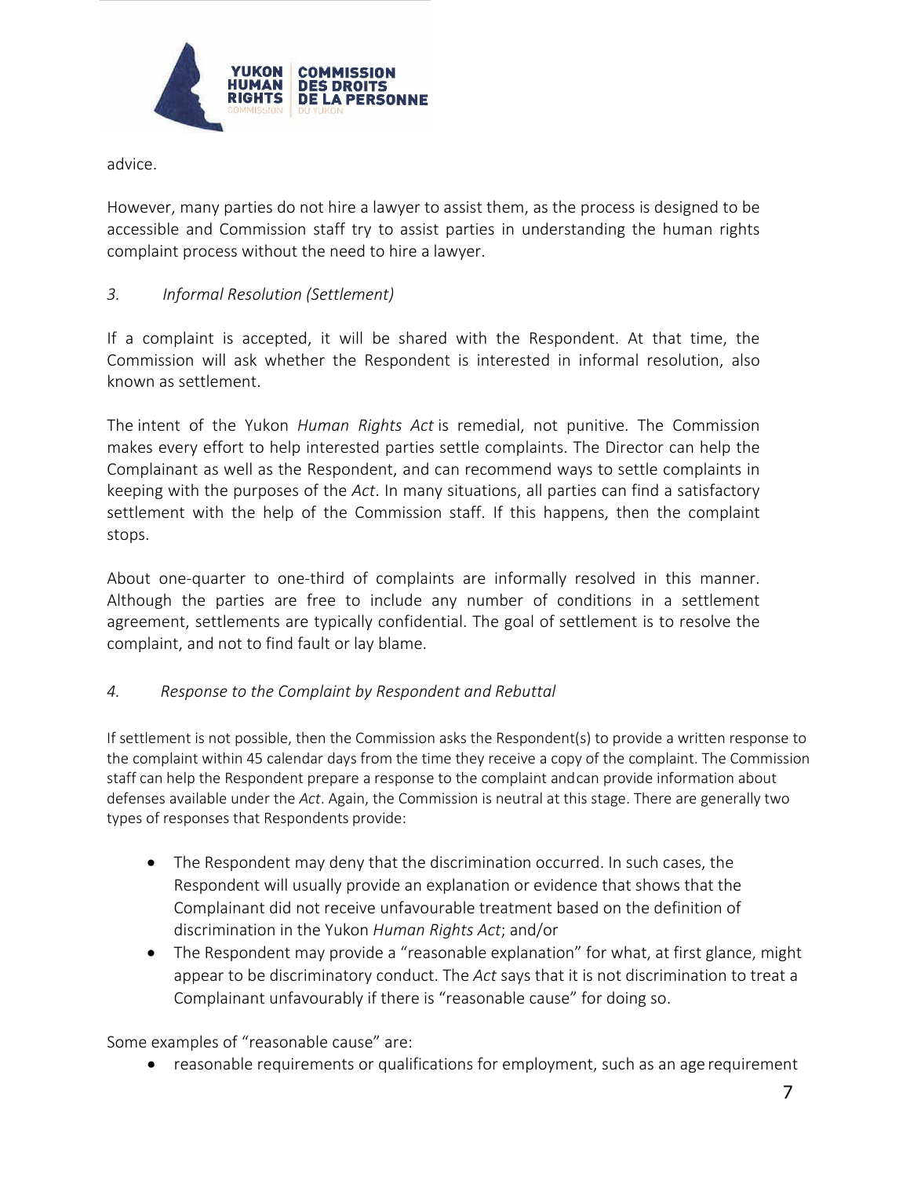advice.

However, many parties do not hire a lawyer to assist them, as the process is designed to be accessible and Commission staff try to assist parties in understanding the human rights complaint process without the need to hire a lawyer.

### *3. Informal Resolution (Settlement)*

If a complaint is accepted, it will be shared with the Respondent. At that time, the Commission will ask whether the Respondent is interested in informal resolution, also known as settlement.

The intent of the Yukon *Human Rights Act* is remedial, not punitive. The Commission makes every effort to help interested parties settle complaints. The Director can help the Complainant as well as the Respondent, and can recommend ways to settle complaints in keeping with the purposes of the *Act*. In many situations, all parties can find a satisfactory settlement with the help of the Commission staff. If this happens, then the complaint stops.

About one-quarter to one-third of complaints are informally resolved in this manner. Although the parties are free to include any number of conditions in a settlement agreement, settlements are typically confidential. The goal of settlement is to resolve the complaint, and not to find fault or lay blame.

### *4. Response to the Complaint by Respondent and Rebuttal*

If settlement is not possible, then the Commission asks the Respondent(s) to provide a written response to the complaint within 45 calendar days from the time they receive a copy of the complaint. The Commission staff can help the Respondent prepare a response to the complaint andcan provide information about defenses available under the *Act*. Again, the Commission is neutral at this stage. There are generally two types of responses that Respondents provide:

- The Respondent may deny that the discrimination occurred. In such cases, the Respondent will usually provide an explanation or evidence that shows that the Complainant did not receive unfavourable treatment based on the definition of discrimination in the Yukon *Human Rights Act*; and/or
- The Respondent may provide a "reasonable explanation" for what, at first glance, might appear to be discriminatory conduct. The *Act* says that it is not discrimination to treat a Complainant unfavourably if there is "reasonable cause" for doing so.

Some examples of "reasonable cause" are:

- reasonable requirements or qualifications for employment, such as an age requirement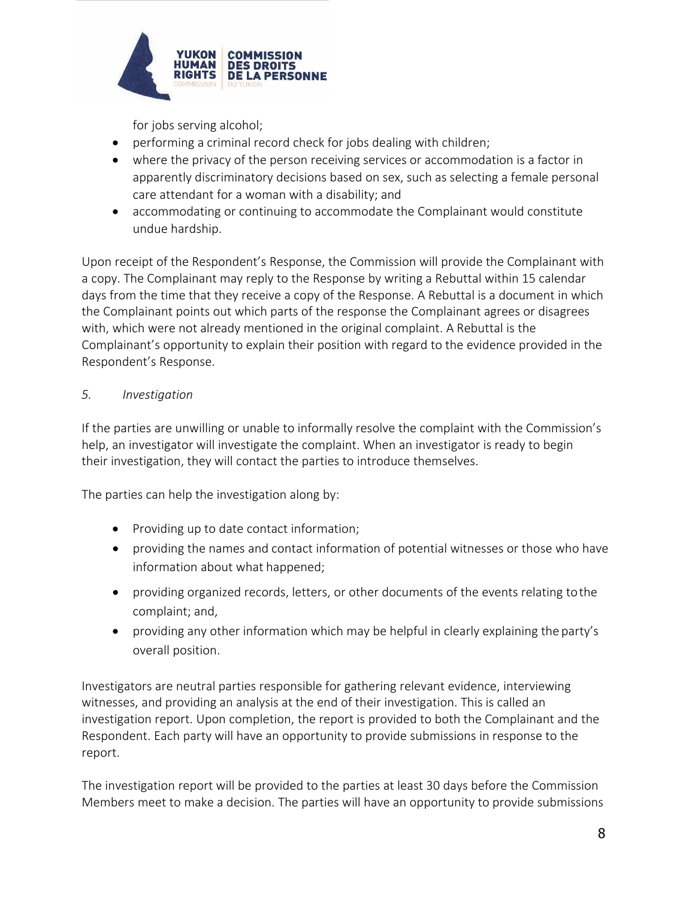for jobs serving alcohol;

- performing a criminal record check for jobs dealing with children;
- where the privacy of the person receiving services or accommodation is a factor in apparently discriminatory decisions based on sex, such as selecting a female personal care attendant for a woman with a disability; and
- accommodating or continuing to accommodate the Complainant would constitute undue hardship.

Upon receipt of the Respondent's Response, the Commission will provide the Complainant with a copy. The Complainant may reply to the Response by writing a Rebuttal within 15 calendar days from the time that they receive a copy of the Response. A Rebuttal is a document in which the Complainant points out which parts of the response the Complainant agrees or disagrees with, which were not already mentioned in the original complaint. A Rebuttal is the Complainant's opportunity to explain their position with regard to the evidence provided in the Respondent's Response.

*5. Investigation*

If the parties are unwilling or unable to informally resolve the complaint with the Commission's help, an investigator will investigate the complaint. When an investigator is ready to begin their investigation, they will contact the parties to introduce themselves.

The parties can help the investigation along by:

- Providing up to date contact information;
- providing the names and contact information of potential witnesses or those who have information about what happened;
- providing organized records, letters, or other documents of the events relating to the complaint; and,
- providing any other information which may be helpful in clearly explaining the party's overall position.

Investigators are neutral parties responsible for gathering relevant evidence, interviewing witnesses, and providing an analysis at the end of their investigation. This is called an investigation report. Upon completion, the report is provided to both the Complainant and the Respondent. Each party will have an opportunity to provide submissions in response to the report.

The investigation report will be provided to the parties at least 30 days before the Commission Members meet to make a decision. The parties will have an opportunity to provide submissions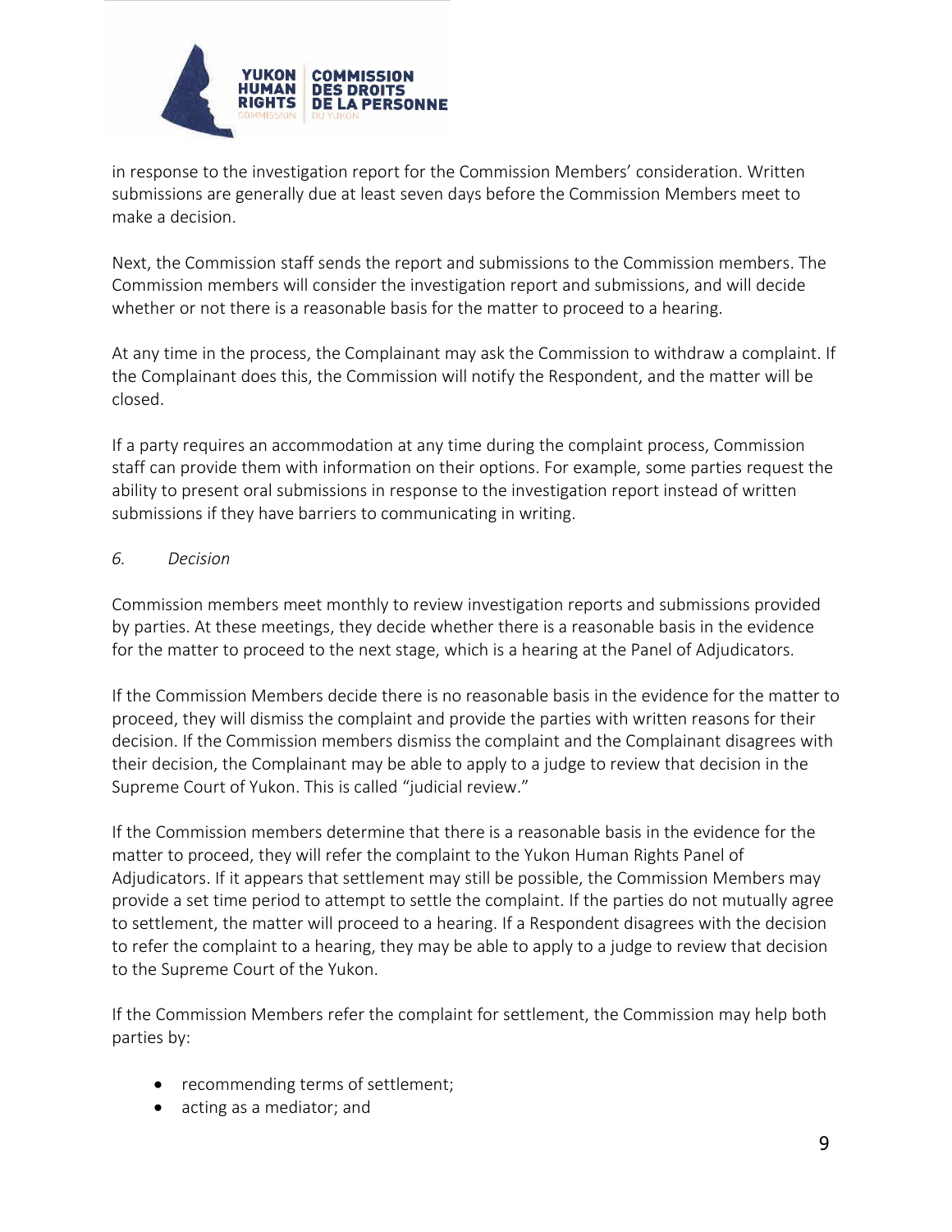in response to the investigation report for the Commission Members' consideration. Written submissions are generally due at least seven days before the Commission Members meet to make a decision.

Next, the Commission staff sends the report and submissions to the Commission members. The Commission members will consider the investigation report and submissions, and will decide whether or not there is a reasonable basis for the matter to proceed to a hearing.

At any time in the process, the Complainant may ask the Commission to withdraw a complaint. If the Complainant does this, the Commission will notify the Respondent, and the matter will be closed.

If a party requires an accommodation at any time during the complaint process, Commission staff can provide them with information on their options. For example, some parties request the ability to present oral submissions in response to the investigation report instead of written submissions if they have barriers to communicating in writing.

*6. Decision*

Commission members meet monthly to review investigation reports and submissions provided by parties. At these meetings, they decide whether there is a reasonable basis in the evidence for the matter to proceed to the next stage, which is a hearing at the Panel of Adjudicators.

If the Commission Members decide there is no reasonable basis in the evidence for the matter to proceed, they will dismiss the complaint and provide the parties with written reasons for their decision. If the Commission members dismiss the complaint and the Complainant disagrees with their decision, the Complainant may be able to apply to a judge to review that decision in the Supreme Court of Yukon. This is called "judicial review."

If the Commission members determine that there is a reasonable basis in the evidence for the matter to proceed, they will refer the complaint to the Yukon Human Rights Panel of Adjudicators. If it appears that settlement may still be possible, the Commission Members may provide a set time period to attempt to settle the complaint. If the parties do not mutually agree to settlement, the matter will proceed to a hearing. If a Respondent disagrees with the decision to refer the complaint to a hearing, they may be able to apply to a judge to review that decision to the Supreme Court of the Yukon.

If the Commission Members refer the complaint for settlement, the Commission may help both parties by:

- recommending terms of settlement;
- acting as a mediator; and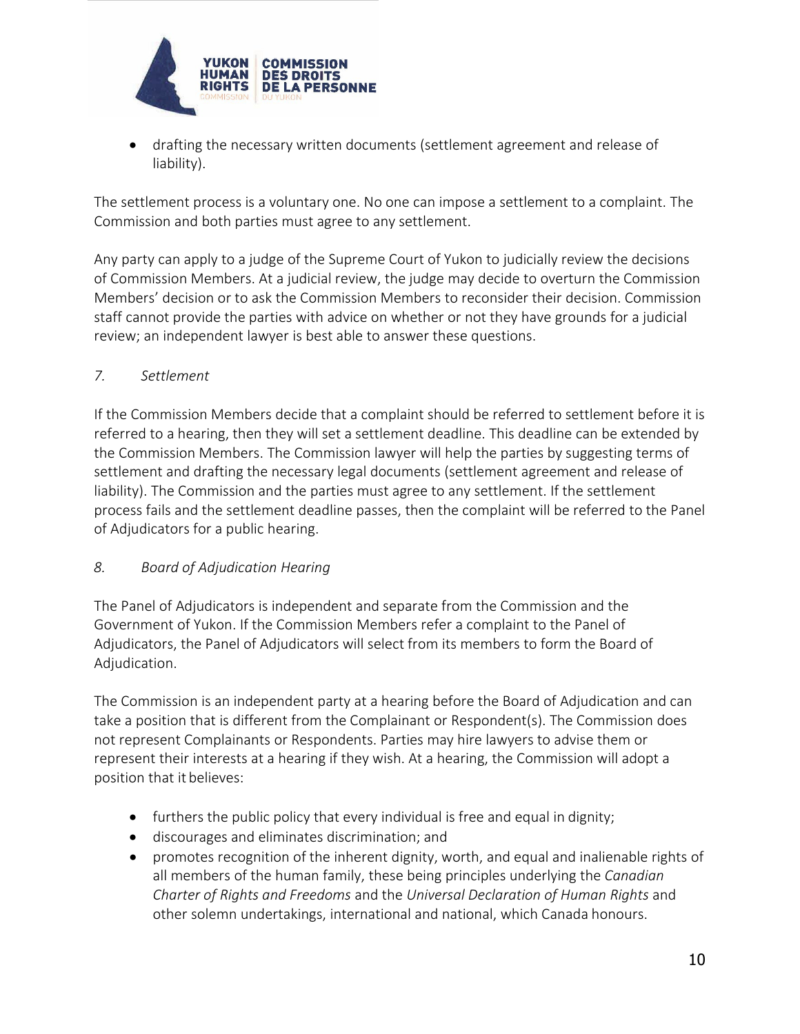- drafting the necessary written documents (settlement agreement and release of liability).

The settlement process is a voluntary one. No one can impose a settlement to a complaint. The Commission and both parties must agree to any settlement.

Any party can apply to a judge of the Supreme Court of Yukon to judicially review the decisions of Commission Members. At a judicial review, the judge may decide to overturn the Commission Members' decision or to ask the Commission Members to reconsider their decision. Commission staff cannot provide the parties with advice on whether or not they have grounds for a judicial review; an independent lawyer is best able to answer these questions.

### *7. Settlement*

If the Commission Members decide that a complaint should be referred to settlement before it is referred to a hearing, then they will set a settlement deadline. This deadline can be extended by the Commission Members. The Commission lawyer will help the parties by suggesting terms of settlement and drafting the necessary legal documents (settlement agreement and release of liability). The Commission and the parties must agree to any settlement. If the settlement process fails and the settlement deadline passes, then the complaint will be referred to the Panel of Adjudicators for a public hearing.

### *8. Board of Adjudication Hearing*

The Panel of Adjudicators is independent and separate from the Commission and the Government of Yukon. If the Commission Members refer a complaint to the Panel of Adjudicators, the Panel of Adjudicators will select from its members to form the Board of Adjudication.

The Commission is an independent party at a hearing before the Board of Adjudication and can take a position that is different from the Complainant or Respondent(s). The Commission does not represent Complainants or Respondents. Parties may hire lawyers to advise them or represent their interests at a hearing if they wish. At a hearing, the Commission will adopt a position that it believes:

- furthers the public policy that every individual is free and equal in dignity;
- discourages and eliminates discrimination; and
- promotes recognition of the inherent dignity, worth, and equal and inalienable rights of all members of the human family, these being principles underlying the *Canadian Charter of Rights and Freedoms* and the *Universal Declaration of Human Rights* and other solemn undertakings, international and national, which Canada honours.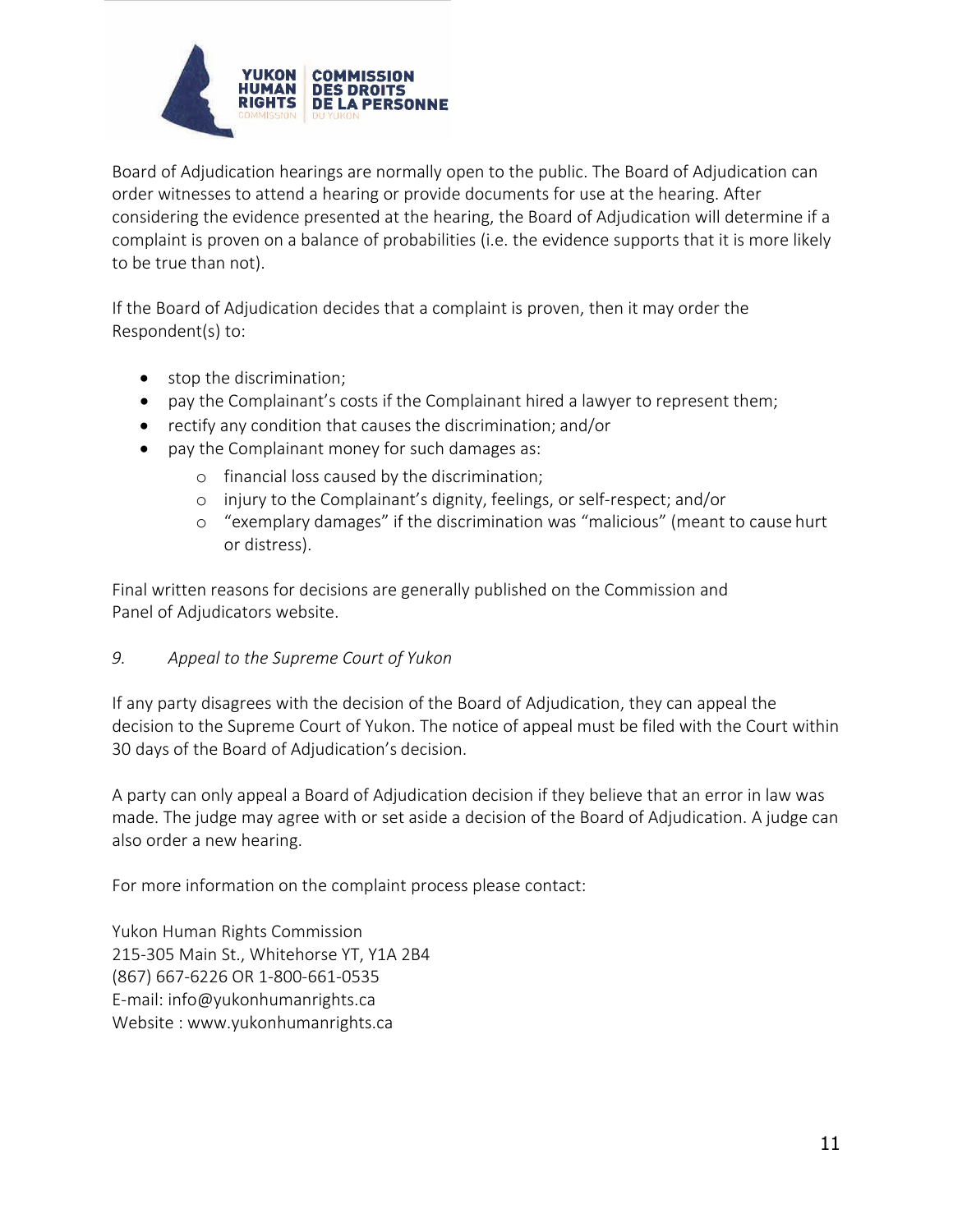Board of Adjudication hearings are normally open to the public. The Board of Adjudication can order witnesses to attend a hearing or provide documents for use at the hearing. After considering the evidence presented at the hearing, the Board of Adjudication will determine if a complaint is proven on a balance of probabilities (i.e. the evidence supports that it is more likely to be true than not).

If the Board of Adjudication decides that a complaint is proven, then it may order the Respondent(s) to:

- stop the discrimination;
- pay the Complainant's costs if the Complainant hired a lawyer to represent them;
- rectify any condition that causes the discrimination; and/or
- pay the Complainant money for such damages as:
  - financial loss caused by the discrimination;
  - injury to the Complainant's dignity, feelings, or self-respect; and/or
  - "exemplary damages" if the discrimination was "malicious" (meant to cause hurt or distress).

Final written reasons for decisions are generally published on the Commission and Panel of Adjudicators website.

### *9. Appeal to the Supreme Court of Yukon*

If any party disagrees with the decision of the Board of Adjudication, they can appeal the decision to the Supreme Court of Yukon. The notice of appeal must be filed with the Court within 30 days of the Board of Adjudication's decision.

A party can only appeal a Board of Adjudication decision if they believe that an error in law was made. The judge may agree with or set aside a decision of the Board of Adjudication. A judge can also order a new hearing.

For more information on the complaint process please contact:

Yukon Human Rights Commission
215-305 Main St., Whitehorse YT, Y1A 2B4
(867) 667-6226 OR 1-800-661-0535
E-mail: info@yukonhumanrights.ca
Website : www.yukonhumanrights.ca